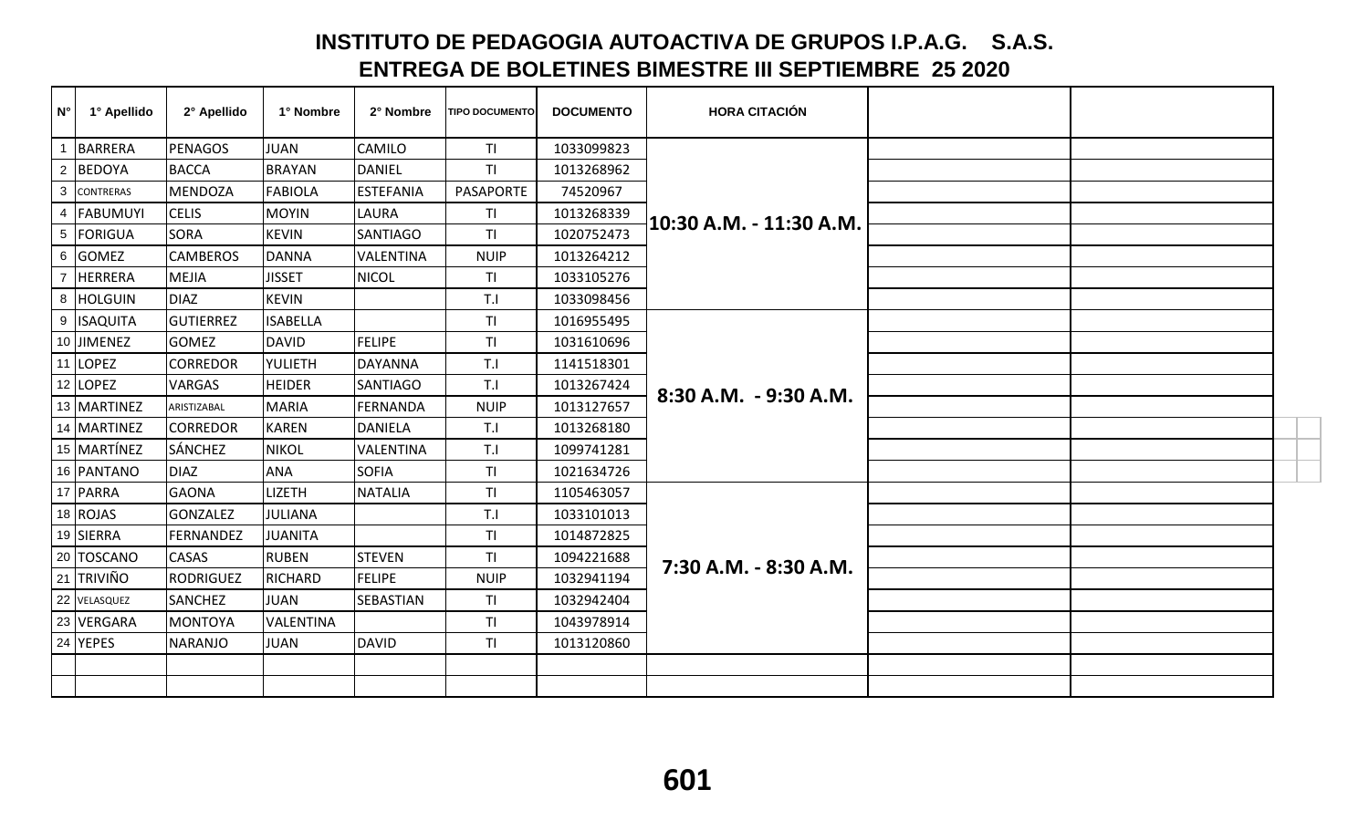# INSTITUTO DE PEDAGOGIA AUTOACTIVA DE GRUPOS I.P.A.G. S.A.S.

## ENTREGA DE BOLETINES BIMESTRE III SEPTIEMBRE 25 2020

| N° | 1° Apellido | 2° Apellido | 1° Nombre | 2° Nombre | TIPO DOCUMENTO | DOCUMENTO | HORA CITACIÓN | | |
|---|---|---|---|---|---|---|---|---|---|
| 1 | BARRERA | PENAGOS | JUAN | CAMILO | TI | 1033099823 | 10:30 A.M. - 11:30 A.M. | | |
| 2 | BEDOYA | BACCA | BRAYAN | DANIEL | TI | 1013268962 | | | |
| 3 | CONTRERAS | MENDOZA | FABIOLA | ESTEFANIA | PASAPORTE | 74520967 | | | |
| 4 | FABUMUYI | CELIS | MOYIN | LAURA | TI | 1013268339 | | | |
| 5 | FORIGUA | SORA | KEVIN | SANTIAGO | TI | 1020752473 | | | |
| 6 | GOMEZ | CAMBEROS | DANNA | VALENTINA | NUIP | 1013264212 | | | |
| 7 | HERRERA | MEJIA | JISSET | NICOL | TI | 1033105276 | | | |
| 8 | HOLGUIN | DIAZ | KEVIN | | T.I | 1033098456 | | | |
| 9 | ISAQUITA | GUTIERREZ | ISABELLA | | TI | 1016955495 | 8:30 A.M. - 9:30 A.M. | | |
| 10 | JIMENEZ | GOMEZ | DAVID | FELIPE | TI | 1031610696 | | | |
| 11 | LOPEZ | CORREDOR | YULIETH | DAYANNA | T.I | 1141518301 | | | |
| 12 | LOPEZ | VARGAS | HEIDER | SANTIAGO | T.I | 1013267424 | | | |
| 13 | MARTINEZ | ARISTIZABAL | MARIA | FERNANDA | NUIP | 1013127657 | | | |
| 14 | MARTINEZ | CORREDOR | KAREN | DANIELA | T.I | 1013268180 | | | |
| 15 | MARTÍNEZ | SÁNCHEZ | NIKOL | VALENTINA | T.I | 1099741281 | | | |
| 16 | PANTANO | DIAZ | ANA | SOFIA | TI | 1021634726 | | | |
| 17 | PARRA | GAONA | LIZETH | NATALIA | TI | 1105463057 | 7:30 A.M. - 8:30 A.M. | | |
| 18 | ROJAS | GONZALEZ | JULIANA | | T.I | 1033101013 | | | |
| 19 | SIERRA | FERNANDEZ | JUANITA | | TI | 1014872825 | | | |
| 20 | TOSCANO | CASAS | RUBEN | STEVEN | TI | 1094221688 | | | |
| 21 | TRIVIÑO | RODRIGUEZ | RICHARD | FELIPE | NUIP | 1032941194 | | | |
| 22 | VELASQUEZ | SANCHEZ | JUAN | SEBASTIAN | TI | 1032942404 | | | |
| 23 | VERGARA | MONTOYA | VALENTINA | | TI | 1043978914 | | | |
| 24 | YEPES | NARANJO | JUAN | DAVID | TI | 1013120860 | | | |
| | | | | | | | | | |
| | | | | | | | | | |

**601**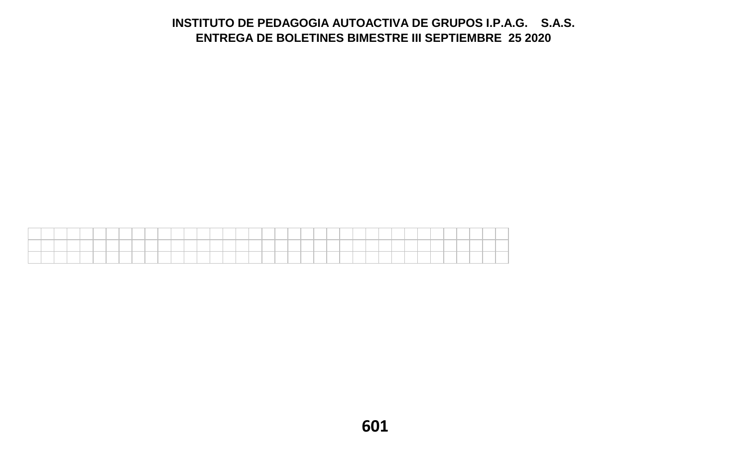**INSTITUTO DE PEDAGOGIA AUTOACTIVA DE GRUPOS I.P.A.G. S.A.S.**

**ENTREGA DE BOLETINES BIMESTRE III SEPTIEMBRE 25 2020**

**601**